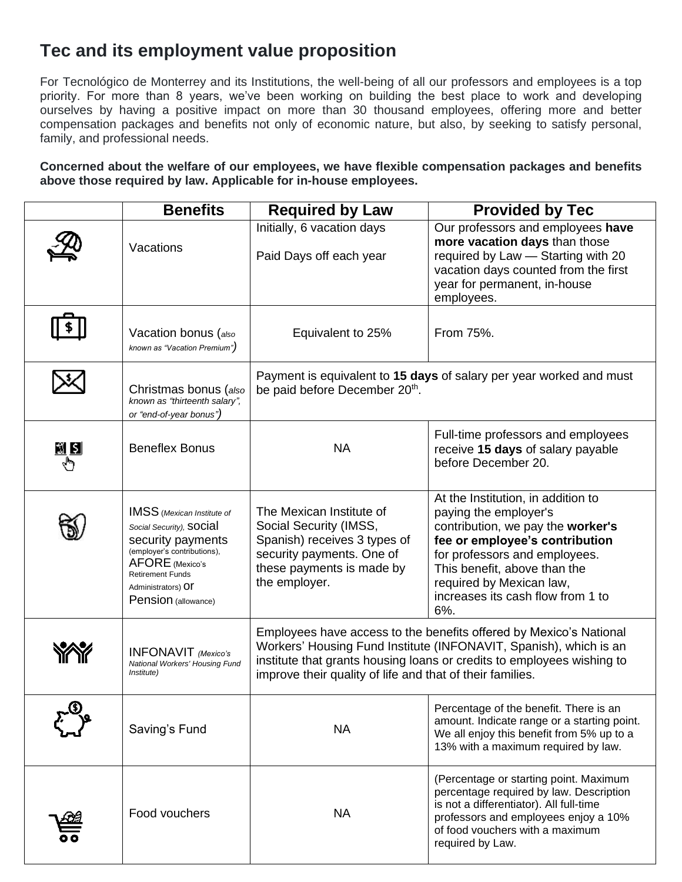# Tec and its employment value proposition

For Tecnológico de Monterrey and its Institutions, the well-being of all our professors and employees is a top priority. For more than 8 years, we've been working on building the best place to work and developing ourselves by having a positive impact on more than 30 thousand employees, offering more and better compensation packages and benefits not only of economic nature, but also, by seeking to satisfy personal, family, and professional needs.

**Concerned about the welfare of our employees, we have flexible compensation packages and benefits above those required by law. Applicable for in-house employees.**

| | Benefits | Required by Law | Provided by Tec |
|---|---|---|---|
| | Vacations | Initially, 6 vacation days<br><br>Paid Days off each year | Our professors and employees **have more vacation days** than those required by Law — Starting with 20 vacation days counted from the first year for permanent, in-house employees. |
| | Vacation bonus (*also known as "Vacation Premium"*) | Equivalent to 25% | From 75%. |
| | Christmas bonus (*also known as "thirteenth salary", or "end-of-year bonus"*) | Payment is equivalent to **15 days** of salary per year worked and must be paid before December 20th. | |
| | Beneflex Bonus | NA | Full-time professors and employees receive **15 days** of salary payable before December 20. |
| | IMSS (*Mexican Institute of Social Security*), social security payments (employer's contributions), AFORE (Mexico's Retirement Funds Administrators) or Pension (allowance) | The Mexican Institute of Social Security (IMSS, Spanish) receives 3 types of security payments. One of these payments is made by the employer. | At the Institution, in addition to paying the employer's contribution, we pay the **worker's fee or employee's contribution** for professors and employees. This benefit, above than the required by Mexican law, increases its cash flow from 1 to 6%. |
| | INFONAVIT (*Mexico's National Workers' Housing Fund Institute*) | Employees have access to the benefits offered by Mexico's National Workers' Housing Fund Institute (INFONAVIT, Spanish), which is an institute that grants housing loans or credits to employees wishing to improve their quality of life and that of their families. | |
| | Saving's Fund | NA | Percentage of the benefit. There is an amount. Indicate range or a starting point. We all enjoy this benefit from 5% up to a 13% with a maximum required by law. |
| | Food vouchers | NA | (Percentage or starting point. Maximum percentage required by law. Description is not a differentiator). All full-time professors and employees enjoy a 10% of food vouchers with a maximum required by Law. |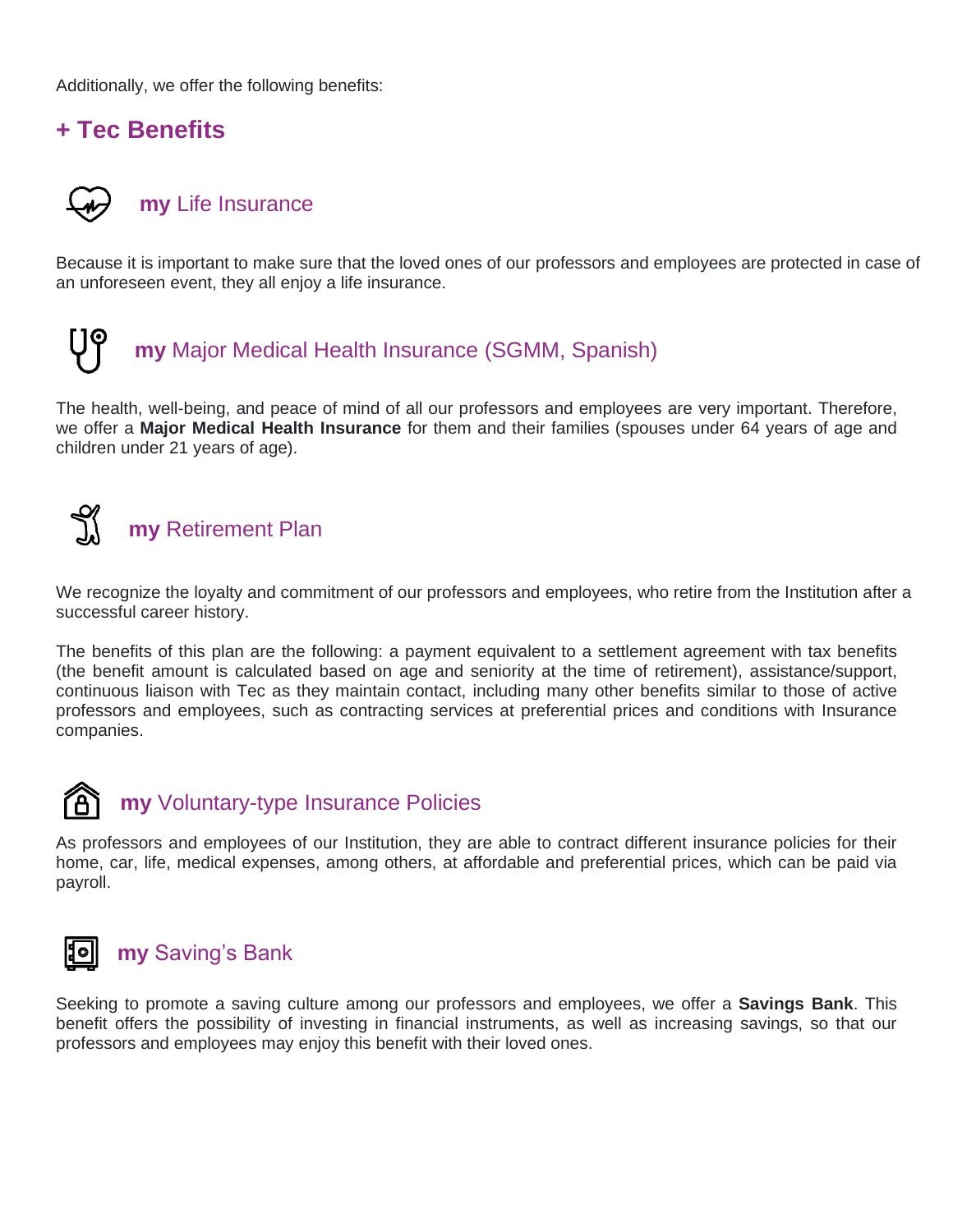Additionally, we offer the following benefits:

## + Tec Benefits

### **my** Life Insurance

Because it is important to make sure that the loved ones of our professors and employees are protected in case of an unforeseen event, they all enjoy a life insurance.

### **my** Major Medical Health Insurance (SGMM, Spanish)

The health, well-being, and peace of mind of all our professors and employees are very important. Therefore, we offer a **Major Medical Health Insurance** for them and their families (spouses under 64 years of age and children under 21 years of age).

### **my** Retirement Plan

We recognize the loyalty and commitment of our professors and employees, who retire from the Institution after a successful career history.

The benefits of this plan are the following: a payment equivalent to a settlement agreement with tax benefits (the benefit amount is calculated based on age and seniority at the time of retirement), assistance/support, continuous liaison with Tec as they maintain contact, including many other benefits similar to those of active professors and employees, such as contracting services at preferential prices and conditions with Insurance companies.

### **my** Voluntary-type Insurance Policies

As professors and employees of our Institution, they are able to contract different insurance policies for their home, car, life, medical expenses, among others, at affordable and preferential prices, which can be paid via payroll.

### **my** Saving's Bank

Seeking to promote a saving culture among our professors and employees, we offer a **Savings Bank**. This benefit offers the possibility of investing in financial instruments, as well as increasing savings, so that our professors and employees may enjoy this benefit with their loved ones.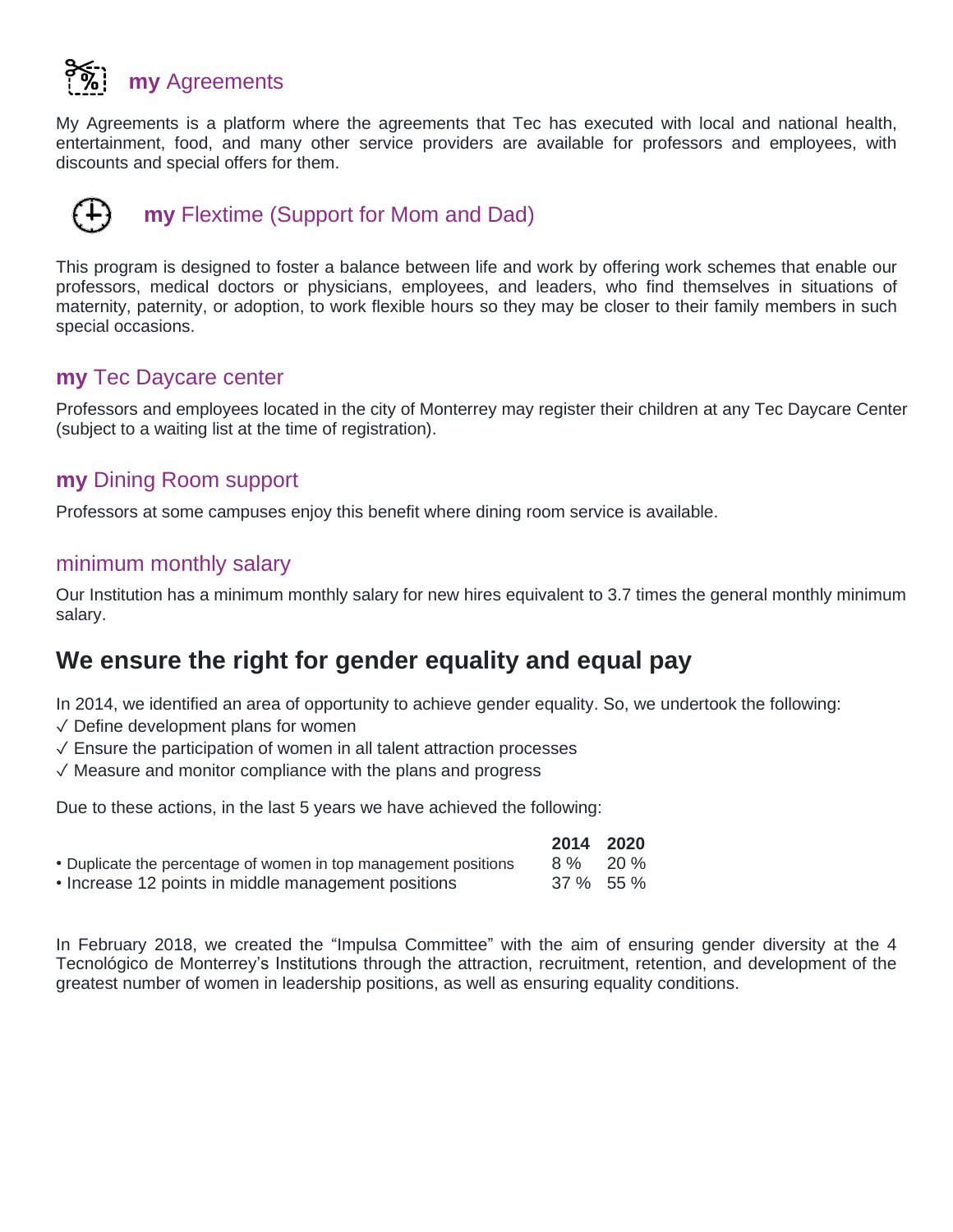### **my** Agreements

My Agreements is a platform where the agreements that Tec has executed with local and national health, entertainment, food, and many other service providers are available for professors and employees, with discounts and special offers for them.

### **my** Flextime (Support for Mom and Dad)

This program is designed to foster a balance between life and work by offering work schemes that enable our professors, medical doctors or physicians, employees, and leaders, who find themselves in situations of maternity, paternity, or adoption, to work flexible hours so they may be closer to their family members in such special occasions.

### **my** Tec Daycare center

Professors and employees located in the city of Monterrey may register their children at any Tec Daycare Center (subject to a waiting list at the time of registration).

### **my** Dining Room support

Professors at some campuses enjoy this benefit where dining room service is available.

### minimum monthly salary

Our Institution has a minimum monthly salary for new hires equivalent to 3.7 times the general monthly minimum salary.

## We ensure the right for gender equality and equal pay

In 2014, we identified an area of opportunity to achieve gender equality. So, we undertook the following:
✓ Define development plans for women
✓ Ensure the participation of women in all talent attraction processes
✓ Measure and monitor compliance with the plans and progress

Due to these actions, in the last 5 years we have achieved the following:

| | **2014** | **2020** |
|---|---|---|
| • Duplicate the percentage of women in top management positions | 8 % | 20 % |
| • Increase 12 points in middle management positions | 37 % | 55 % |

In February 2018, we created the “Impulsa Committee” with the aim of ensuring gender diversity at the 4 Tecnológico de Monterrey’s Institutions through the attraction, recruitment, retention, and development of the greatest number of women in leadership positions, as well as ensuring equality conditions.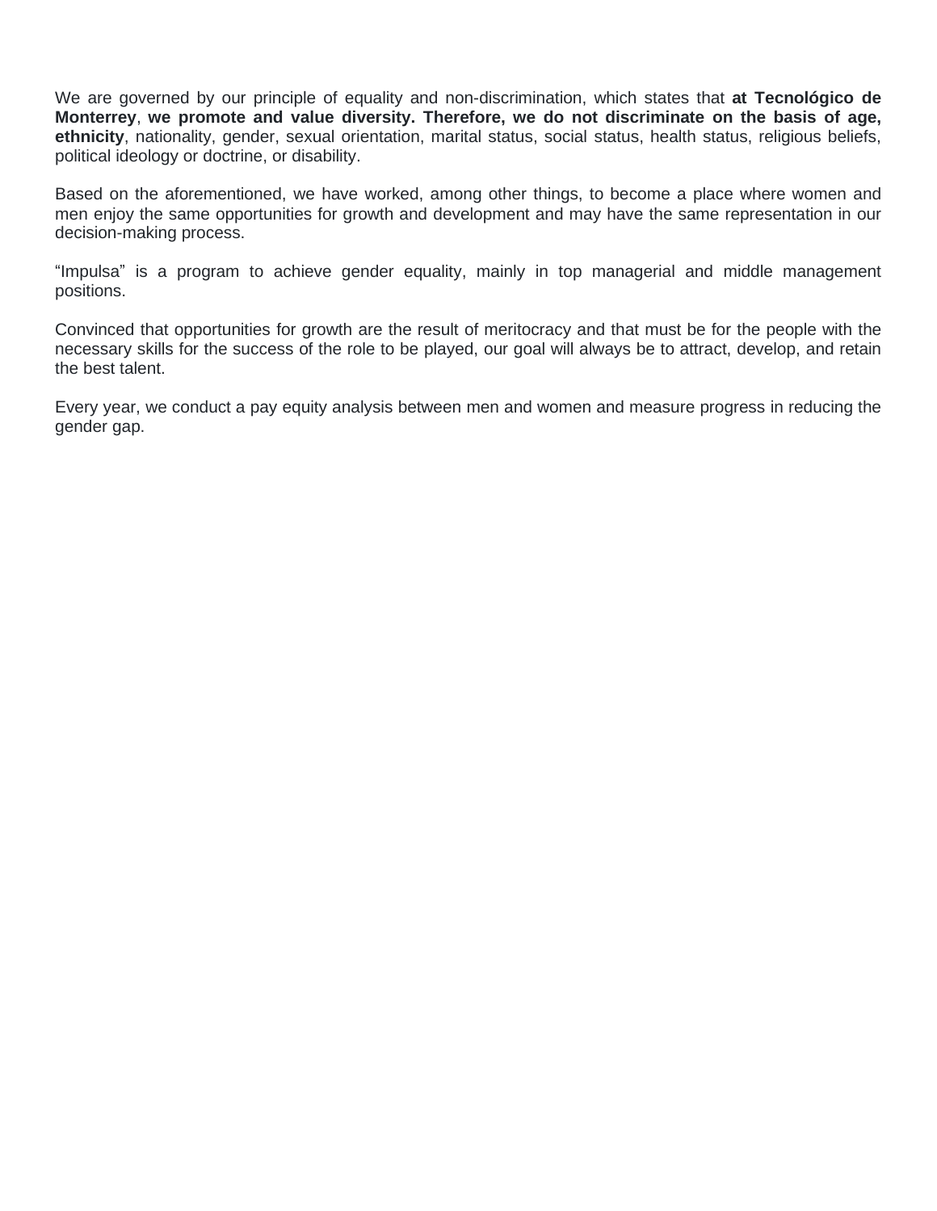We are governed by our principle of equality and non-discrimination, which states that **at Tecnológico de Monterrey**, **we promote and value diversity. Therefore, we do not discriminate on the basis of age, ethnicity**, nationality, gender, sexual orientation, marital status, social status, health status, religious beliefs, political ideology or doctrine, or disability.

Based on the aforementioned, we have worked, among other things, to become a place where women and men enjoy the same opportunities for growth and development and may have the same representation in our decision-making process.

"Impulsa" is a program to achieve gender equality, mainly in top managerial and middle management positions.

Convinced that opportunities for growth are the result of meritocracy and that must be for the people with the necessary skills for the success of the role to be played, our goal will always be to attract, develop, and retain the best talent.

Every year, we conduct a pay equity analysis between men and women and measure progress in reducing the gender gap.